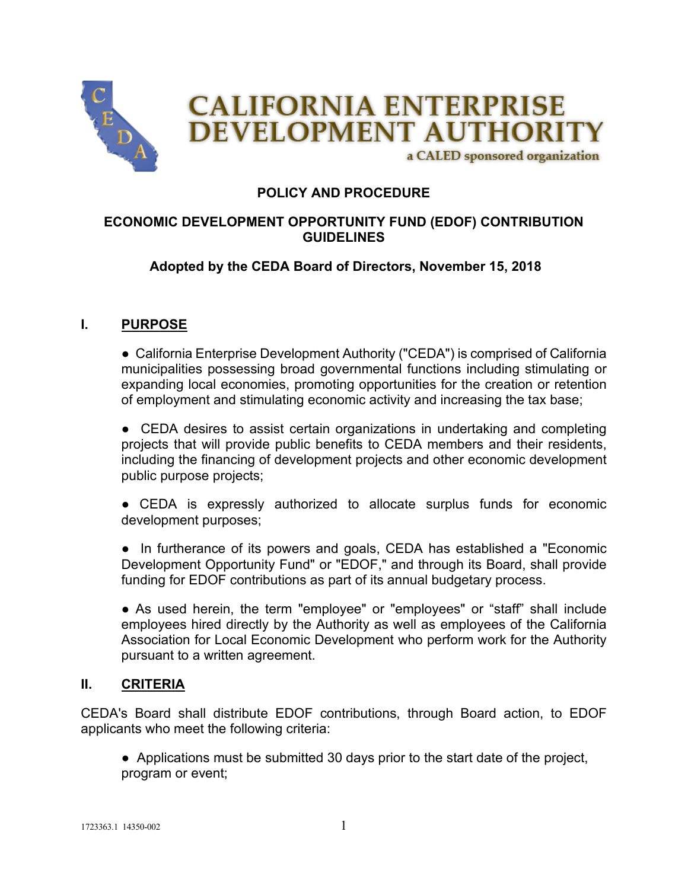# CALIFORNIA ENTERPRISE DEVELOPMENT AUTHORITY

a CALED sponsored organization

## POLICY AND PROCEDURE

## ECONOMIC DEVELOPMENT OPPORTUNITY FUND (EDOF) CONTRIBUTION GUIDELINES

**Adopted by the CEDA Board of Directors, November 15, 2018**

## I. PURPOSE

- California Enterprise Development Authority ("CEDA") is comprised of California municipalities possessing broad governmental functions including stimulating or expanding local economies, promoting opportunities for the creation or retention of employment and stimulating economic activity and increasing the tax base;

- CEDA desires to assist certain organizations in undertaking and completing projects that will provide public benefits to CEDA members and their residents, including the financing of development projects and other economic development public purpose projects;

- CEDA is expressly authorized to allocate surplus funds for economic development purposes;

- In furtherance of its powers and goals, CEDA has established a "Economic Development Opportunity Fund" or "EDOF," and through its Board, shall provide funding for EDOF contributions as part of its annual budgetary process.

- As used herein, the term "employee" or "employees" or "staff" shall include employees hired directly by the Authority as well as employees of the California Association for Local Economic Development who perform work for the Authority pursuant to a written agreement.

## II. CRITERIA

CEDA's Board shall distribute EDOF contributions, through Board action, to EDOF applicants who meet the following criteria:

- Applications must be submitted 30 days prior to the start date of the project, program or event;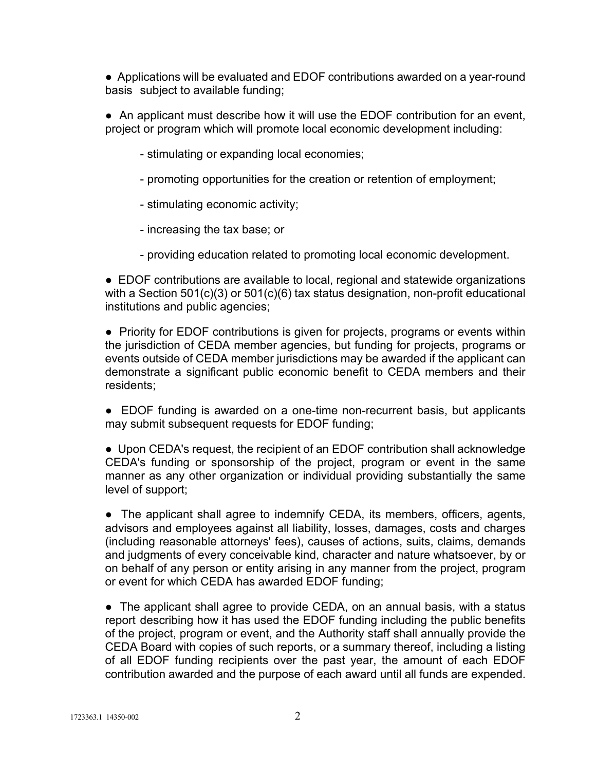- Applications will be evaluated and EDOF contributions awarded on a year-round basis subject to available funding;

- An applicant must describe how it will use the EDOF contribution for an event, project or program which will promote local economic development including:

  - stimulating or expanding local economies;

  - promoting opportunities for the creation or retention of employment;

  - stimulating economic activity;

  - increasing the tax base; or

  - providing education related to promoting local economic development.

- EDOF contributions are available to local, regional and statewide organizations with a Section 501(c)(3) or 501(c)(6) tax status designation, non-profit educational institutions and public agencies;

- Priority for EDOF contributions is given for projects, programs or events within the jurisdiction of CEDA member agencies, but funding for projects, programs or events outside of CEDA member jurisdictions may be awarded if the applicant can demonstrate a significant public economic benefit to CEDA members and their residents;

- EDOF funding is awarded on a one-time non-recurrent basis, but applicants may submit subsequent requests for EDOF funding;

- Upon CEDA's request, the recipient of an EDOF contribution shall acknowledge CEDA's funding or sponsorship of the project, program or event in the same manner as any other organization or individual providing substantially the same level of support;

- The applicant shall agree to indemnify CEDA, its members, officers, agents, advisors and employees against all liability, losses, damages, costs and charges (including reasonable attorneys' fees), causes of actions, suits, claims, demands and judgments of every conceivable kind, character and nature whatsoever, by or on behalf of any person or entity arising in any manner from the project, program or event for which CEDA has awarded EDOF funding;

- The applicant shall agree to provide CEDA, on an annual basis, with a status report describing how it has used the EDOF funding including the public benefits of the project, program or event, and the Authority staff shall annually provide the CEDA Board with copies of such reports, or a summary thereof, including a listing of all EDOF funding recipients over the past year, the amount of each EDOF contribution awarded and the purpose of each award until all funds are expended.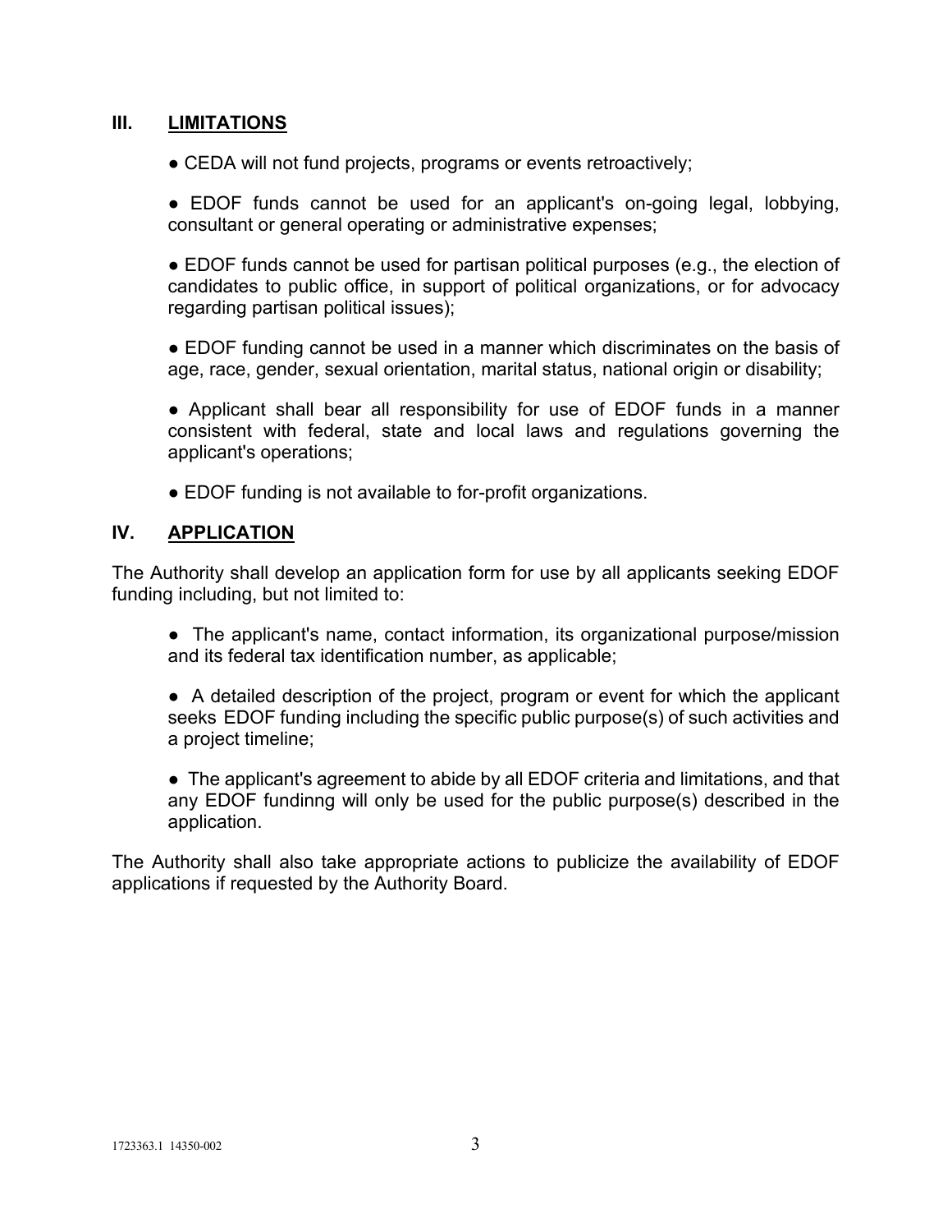## III. LIMITATIONS

- CEDA will not fund projects, programs or events retroactively;
- EDOF funds cannot be used for an applicant's on-going legal, lobbying, consultant or general operating or administrative expenses;
- EDOF funds cannot be used for partisan political purposes (e.g., the election of candidates to public office, in support of political organizations, or for advocacy regarding partisan political issues);
- EDOF funding cannot be used in a manner which discriminates on the basis of age, race, gender, sexual orientation, marital status, national origin or disability;
- Applicant shall bear all responsibility for use of EDOF funds in a manner consistent with federal, state and local laws and regulations governing the applicant's operations;
- EDOF funding is not available to for-profit organizations.

## IV. APPLICATION

The Authority shall develop an application form for use by all applicants seeking EDOF funding including, but not limited to:

- The applicant's name, contact information, its organizational purpose/mission and its federal tax identification number, as applicable;
- A detailed description of the project, program or event for which the applicant seeks EDOF funding including the specific public purpose(s) of such activities and a project timeline;
- The applicant's agreement to abide by all EDOF criteria and limitations, and that any EDOF fundinng will only be used for the public purpose(s) described in the application.

The Authority shall also take appropriate actions to publicize the availability of EDOF applications if requested by the Authority Board.

1723363.1 14350-002